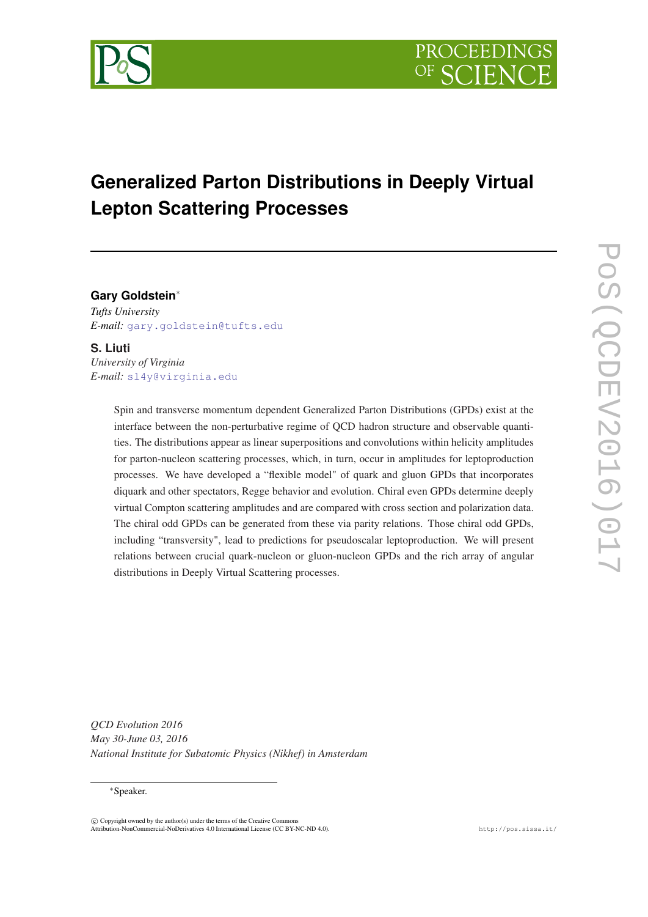# Generalized Parton Distributions in Deeply Virtual Lepton Scattering Processes

**Gary Goldstein***
*Tufts University*
*E-mail:* gary.goldstein@tufts.edu

**S. Liuti**
*University of Virginia*
*E-mail:* sl4y@virginia.edu

Spin and transverse momentum dependent Generalized Parton Distributions (GPDs) exist at the interface between the non-perturbative regime of QCD hadron structure and observable quantities. The distributions appear as linear superpositions and convolutions within helicity amplitudes for parton-nucleon scattering processes, which, in turn, occur in amplitudes for leptoproduction processes. We have developed a "flexible model" of quark and gluon GPDs that incorporates diquark and other spectators, Regge behavior and evolution. Chiral even GPDs determine deeply virtual Compton scattering amplitudes and are compared with cross section and polarization data. The chiral odd GPDs can be generated from these via parity relations. Those chiral odd GPDs, including "transversity", lead to predictions for pseudoscalar leptoproduction. We will present relations between crucial quark-nucleon or gluon-nucleon GPDs and the rich array of angular distributions in Deeply Virtual Scattering processes.

*QCD Evolution 2016*
*May 30-June 03, 2016*
*National Institute for Subatomic Physics (Nikhef) in Amsterdam*

*Speaker.

© Copyright owned by the author(s) under the terms of the Creative Commons Attribution-NonCommercial-NoDerivatives 4.0 International License (CC BY-NC-ND 4.0).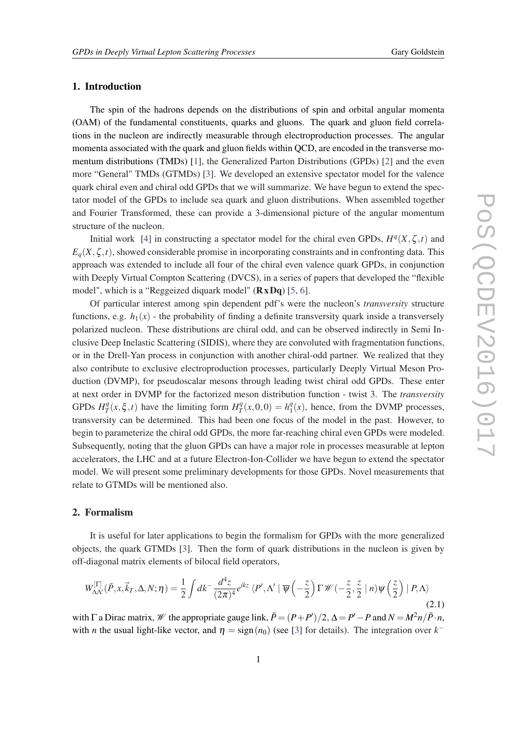## 1. Introduction

The spin of the hadrons depends on the distributions of spin and orbital angular momenta (OAM) of the fundamental constituents, quarks and gluons. The quark and gluon field correlations in the nucleon are indirectly measurable through electroproduction processes. The angular momenta associated with the quark and gluon fields within QCD, are encoded in the transverse momentum distributions (TMDs) [1], the Generalized Parton Distributions (GPDs) [2] and the even more "General" TMDs (GTMDs) [3]. We developed an extensive spectator model for the valence quark chiral even and chiral odd GPDs that we will summarize. We have begun to extend the spectator model of the GPDs to include sea quark and gluon distributions. When assembled together and Fourier Transformed, these can provide a 3-dimensional picture of the angular momentum structure of the nucleon.

Initial work [4] in constructing a spectator model for the chiral even GPDs, $H^q(X,\zeta,t)$ and $E_q(X,\zeta,t)$, showed considerable promise in incorporating constraints and in confronting data. This approach was extended to include all four of the chiral even valence quark GPDs, in conjunction with Deeply Virtual Compton Scattering (DVCS), in a series of papers that developed the "flexible model", which is a "Reggeized diquark model" (**RxDq**) [5, 6].

Of particular interest among spin dependent pdf's were the nucleon's *transversity* structure functions, e.g. $h_1(x)$ - the probability of finding a definite transversity quark inside a transversely polarized nucleon. These distributions are chiral odd, and can be observed indirectly in Semi Inclusive Deep Inelastic Scattering (SIDIS), where they are convoluted with fragmentation functions, or in the Drell-Yan process in conjunction with another chiral-odd partner. We realized that they also contribute to exclusive electroproduction processes, particularly Deeply Virtual Meson Production (DVMP), for pseudoscalar mesons through leading twist chiral odd GPDs. These enter at next order in DVMP for the factorized meson distribution function - twist 3. The *transversity* GPDs $H_T^q(x,\xi,t)$ have the limiting form $H_T^q(x,0,0) = h_1^q(x)$, hence, from the DVMP processes, transversity can be determined. This had been one focus of the model in the past. However, to begin to parameterize the chiral odd GPDs, the more far-reaching chiral even GPDs were modeled. Subsequently, noting that the gluon GPDs can have a major role in processes measurable at lepton accelerators, the LHC and at a future Electron-Ion-Collider we have begun to extend the spectator model. We will present some preliminary developments for those GPDs. Novel measurements that relate to GTMDs will be mentioned also.

## 2. Formalism

It is useful for later applications to begin the formalism for GPDs with the more generalized objects, the quark GTMDs [3]. Then the form of quark distributions in the nucleon is given by off-diagonal matrix elements of bilocal field operators,

$$W^{[\Gamma]}_{\Lambda\Lambda'}(\bar{P},x,\vec{k}_T,\Delta,N;\eta) = \frac{1}{2}\int dk^- \frac{d^4z}{(2\pi)^4} e^{ikz} \langle P',\Lambda' \mid \overline{\psi}\left(-\frac{z}{2}\right)\Gamma \mathscr{W}(-\frac{z}{2},\frac{z}{2}\mid n)\psi\left(\frac{z}{2}\right)\mid P,\Lambda\rangle \tag{2.1}$$

with $\Gamma$ a Dirac matrix, $\mathscr{W}$ the appropriate gauge link, $\bar{P} = (P+P')/2$, $\Delta = P' - P$ and $N = M^2 n/\bar{P}\cdot n$, with $n$ the usual light-like vector, and $\eta = \text{sign}(n_0)$ (see [3] for details). The integration over $k^-$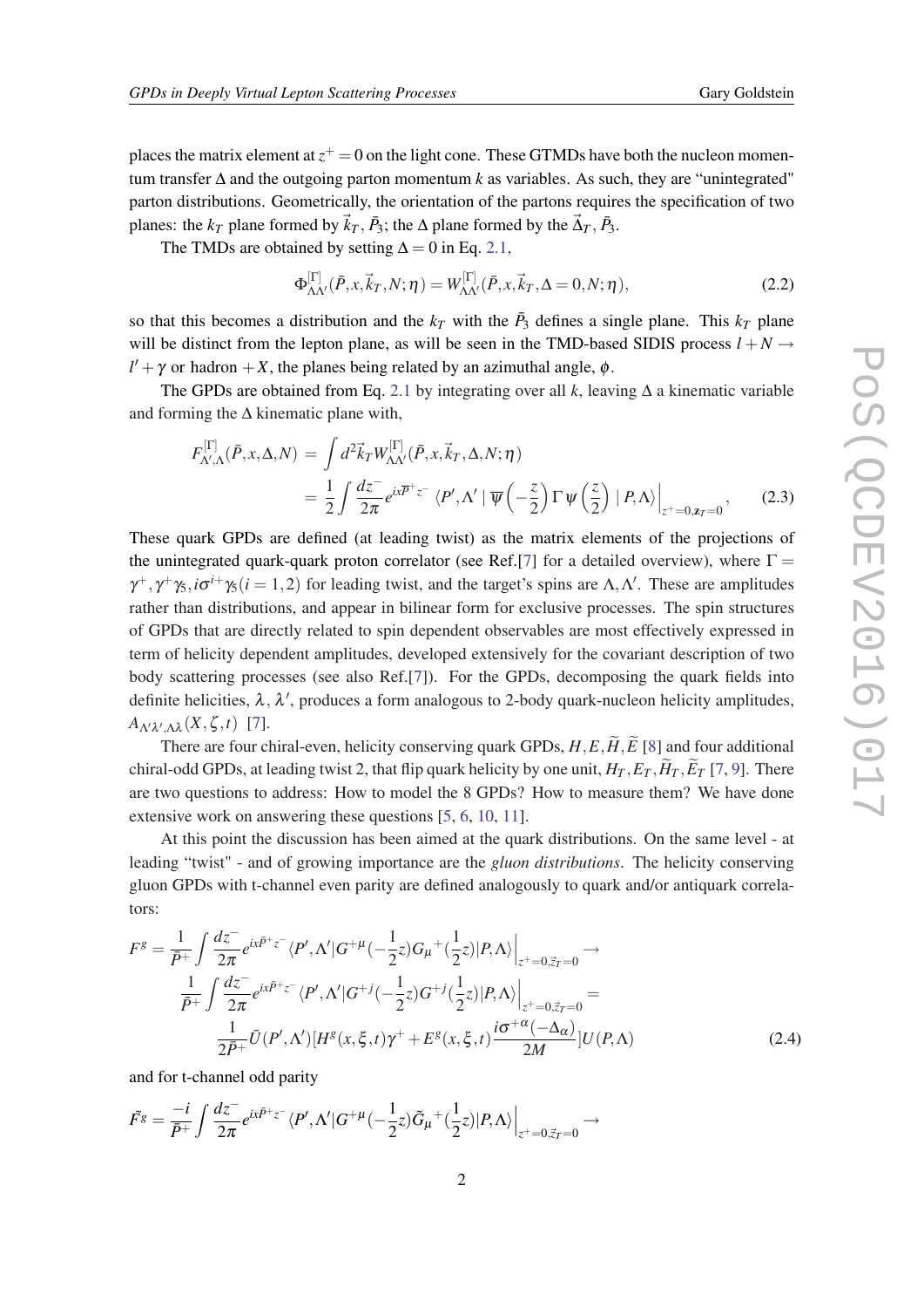places the matrix element at $z^+ = 0$ on the light cone. These GTMDs have both the nucleon momentum transfer $\Delta$ and the outgoing parton momentum $k$ as variables. As such, they are "unintegrated" parton distributions. Geometrically, the orientation of the partons requires the specification of two planes: the $k_T$ plane formed by $\vec{k}_T$, $\bar{P}_3$; the $\Delta$ plane formed by the $\vec{\Delta}_T$, $\bar{P}_3$.

The TMDs are obtained by setting $\Delta = 0$ in Eq. 2.1,

$$\Phi^{[\Gamma]}_{\Lambda\Lambda'}(\bar{P}, x, \vec{k}_T, N; \eta) = W^{[\Gamma]}_{\Lambda\Lambda'}(\bar{P}, x, \vec{k}_T, \Delta = 0, N; \eta), \tag{2.2}$$

so that this becomes a distribution and the $k_T$ with the $\bar{P}_3$ defines a single plane. This $k_T$ plane will be distinct from the lepton plane, as will be seen in the TMD-based SIDIS process $l + N \to l' + \gamma$ or hadron $+X$, the planes being related by an azimuthal angle, $\phi$.

The GPDs are obtained from Eq. 2.1 by integrating over all $k$, leaving $\Delta$ a kinematic variable and forming the $\Delta$ kinematic plane with,

$$\begin{aligned} F^{[\Gamma]}_{\Lambda',\Lambda}(\bar{P}, x, \Delta, N) &= \int d^2\vec{k}_T W^{[\Gamma]}_{\Lambda\Lambda'}(\bar{P}, x, \vec{k}_T, \Delta, N; \eta) \\ &= \frac{1}{2} \int \frac{dz^-}{2\pi} e^{ix\overline{P}^+ z^-} \langle P', \Lambda' \mid \overline{\psi}\left(-\frac{z}{2}\right) \Gamma \psi\left(\frac{z}{2}\right) \mid P, \Lambda \rangle \Big|_{z^+=0, \mathbf{z}_T=0}, \end{aligned} \tag{2.3}$$

These quark GPDs are defined (at leading twist) as the matrix elements of the projections of the unintegrated quark-quark proton correlator (see Ref.[7] for a detailed overview), where $\Gamma = \gamma^+, \gamma^+\gamma_5, i\sigma^{i+}\gamma_5 (i = 1, 2)$ for leading twist, and the target's spins are $\Lambda, \Lambda'$. These are amplitudes rather than distributions, and appear in bilinear form for exclusive processes. The spin structures of GPDs that are directly related to spin dependent observables are most effectively expressed in term of helicity dependent amplitudes, developed extensively for the covariant description of two body scattering processes (see also Ref.[7]). For the GPDs, decomposing the quark fields into definite helicities, $\lambda$, $\lambda'$, produces a form analogous to 2-body quark-nucleon helicity amplitudes, $A_{\Lambda'\lambda',\Lambda\lambda}(X, \zeta, t)$ [7].

There are four chiral-even, helicity conserving quark GPDs, $H, E, \widetilde{H}, \widetilde{E}$ [8] and four additional chiral-odd GPDs, at leading twist 2, that flip quark helicity by one unit, $H_T, E_T, \widetilde{H}_T, \widetilde{E}_T$ [7, 9]. There are two questions to address: How to model the 8 GPDs? How to measure them? We have done extensive work on answering these questions [5, 6, 10, 11].

At this point the discussion has been aimed at the quark distributions. On the same level - at leading "twist" - and of growing importance are the *gluon distributions*. The helicity conserving gluon GPDs with t-channel even parity are defined analogously to quark and/or antiquark correlators:

$$\begin{aligned} F^g = \frac{1}{\bar{P}^+} \int \frac{dz^-}{2\pi} e^{ix\bar{P}^+ z^-} \langle P', \Lambda' | G^{+\mu}(-\frac{1}{2}z) G_\mu{}^+(\frac{1}{2}z) | P, \Lambda \rangle \Big|_{z^+=0, \vec{z}_T=0} \to \\ \frac{1}{\bar{P}^+} \int \frac{dz^-}{2\pi} e^{ix\bar{P}^+ z^-} \langle P', \Lambda' | G^{+j}(-\frac{1}{2}z) G^{+j}(\frac{1}{2}z) | P, \Lambda \rangle \Big|_{z^+=0, \vec{z}_T=0} = \\ \frac{1}{2\bar{P}^+} \bar{U}(P', \Lambda') [H^g(x, \xi, t) \gamma^+ + E^g(x, \xi, t) \frac{i\sigma^{+\alpha}(-\Delta_\alpha)}{2M}] U(P, \Lambda) \end{aligned} \tag{2.4}$$

and for t-channel odd parity

$$\tilde{F^g} = \frac{-i}{\bar{P}^+} \int \frac{dz^-}{2\pi} e^{ix\bar{P}^+ z^-} \langle P', \Lambda' | G^{+\mu}(-\frac{1}{2}z) \tilde{G}_\mu{}^+(\frac{1}{2}z) | P, \Lambda \rangle \Big|_{z^+=0, \vec{z}_T=0} \to$$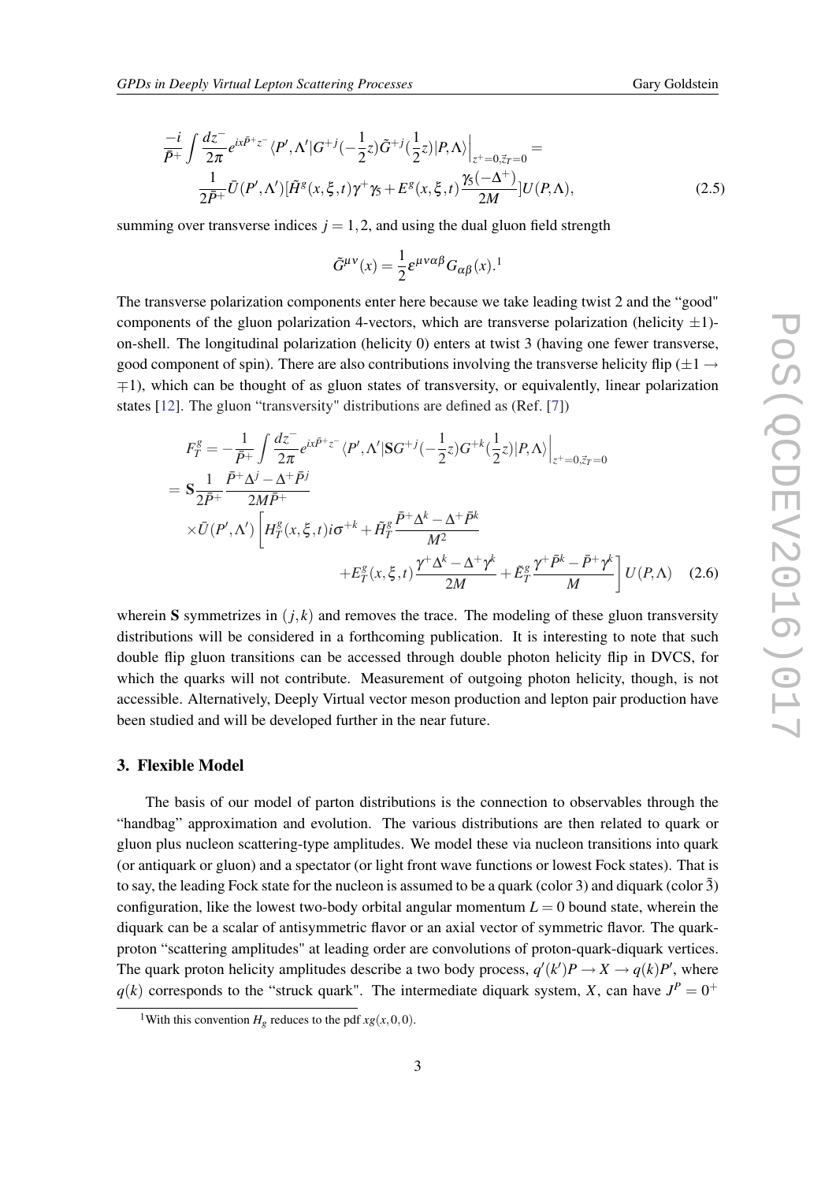$$\frac{-i}{\bar{P}^+}\int\frac{dz^-}{2\pi}e^{ix\bar{P}^+z^-}\langle P',\Lambda'|G^{+j}(-\frac{1}{2}z)\tilde{G}^{+j}(\frac{1}{2}z)|P,\Lambda\rangle\Big|_{z^+=0,\vec{z}_T=0}=$$
$$\frac{1}{2\bar{P}^+}\bar{U}(P',\Lambda')[\tilde{H}^g(x,\xi,t)\gamma^+\gamma_5+E^g(x,\xi,t)\frac{\gamma_5(-\Delta^+)}{2M}]U(P,\Lambda), \tag{2.5}$$

summing over transverse indices $j=1,2$, and using the dual gluon field strength

$$\tilde{G}^{\mu\nu}(x)=\frac{1}{2}\varepsilon^{\mu\nu\alpha\beta}G_{\alpha\beta}(x).$$[1]

The transverse polarization components enter here because we take leading twist 2 and the "good" components of the gluon polarization 4-vectors, which are transverse polarization (helicity $\pm1$)-on-shell. The longitudinal polarization (helicity 0) enters at twist 3 (having one fewer transverse, good component of spin). There are also contributions involving the transverse helicity flip ($\pm1\rightarrow\mp1$), which can be thought of as gluon states of transversity, or equivalently, linear polarization states [12]. The gluon "transversity" distributions are defined as (Ref. [7])

$$F^g_T=-\frac{1}{\bar{P}^+}\int\frac{dz^-}{2\pi}e^{ix\bar{P}^+z^-}\langle P',\Lambda'|\mathbf{S}G^{+j}(-\frac{1}{2}z)G^{+k}(\frac{1}{2}z)|P,\Lambda\rangle\Big|_{z^+=0,\vec{z}_T=0}$$
$$=\mathbf{S}\frac{1}{2\bar{P}^+}\frac{\bar{P}^+\Delta^j-\Delta^+\bar{P}^j}{2M\bar{P}^+}$$
$$\times\bar{U}(P',\Lambda')\left[H^g_T(x,\xi,t)i\sigma^{+k}+\tilde{H}^g_T\frac{\bar{P}^+\Delta^k-\Delta^+\bar{P}^k}{M^2}\right.$$
$$\left.+E^g_T(x,\xi,t)\frac{\gamma^+\Delta^k-\Delta^+\gamma^k}{2M}+\tilde{E}^g_T\frac{\gamma^+\bar{P}^k-\bar{P}^+\gamma^k}{M}\right]U(P,\Lambda) \tag{2.6}$$

wherein $\mathbf{S}$ symmetrizes in $(j,k)$ and removes the trace. The modeling of these gluon transversity distributions will be considered in a forthcoming publication. It is interesting to note that such double flip gluon transitions can be accessed through double photon helicity flip in DVCS, for which the quarks will not contribute. Measurement of outgoing photon helicity, though, is not accessible. Alternatively, Deeply Virtual vector meson production and lepton pair production have been studied and will be developed further in the near future.

## 3. Flexible Model

The basis of our model of parton distributions is the connection to observables through the "handbag" approximation and evolution. The various distributions are then related to quark or gluon plus nucleon scattering-type amplitudes. We model these via nucleon transitions into quark (or antiquark or gluon) and a spectator (or light front wave functions or lowest Fock states). That is to say, the leading Fock state for the nucleon is assumed to be a quark (color 3) and diquark (color $\bar{3}$) configuration, like the lowest two-body orbital angular momentum $L=0$ bound state, wherein the diquark can be a scalar of antisymmetric flavor or an axial vector of symmetric flavor. The quark-proton "scattering amplitudes" at leading order are convolutions of proton-quark-diquark vertices. The quark proton helicity amplitudes describe a two body process, $q'(k')P\rightarrow X\rightarrow q(k)P'$, where $q(k)$ corresponds to the "struck quark". The intermediate diquark system, $X$, can have $J^P=0^+$

[1] With this convention $H_g$ reduces to the pdf $xg(x,0,0)$.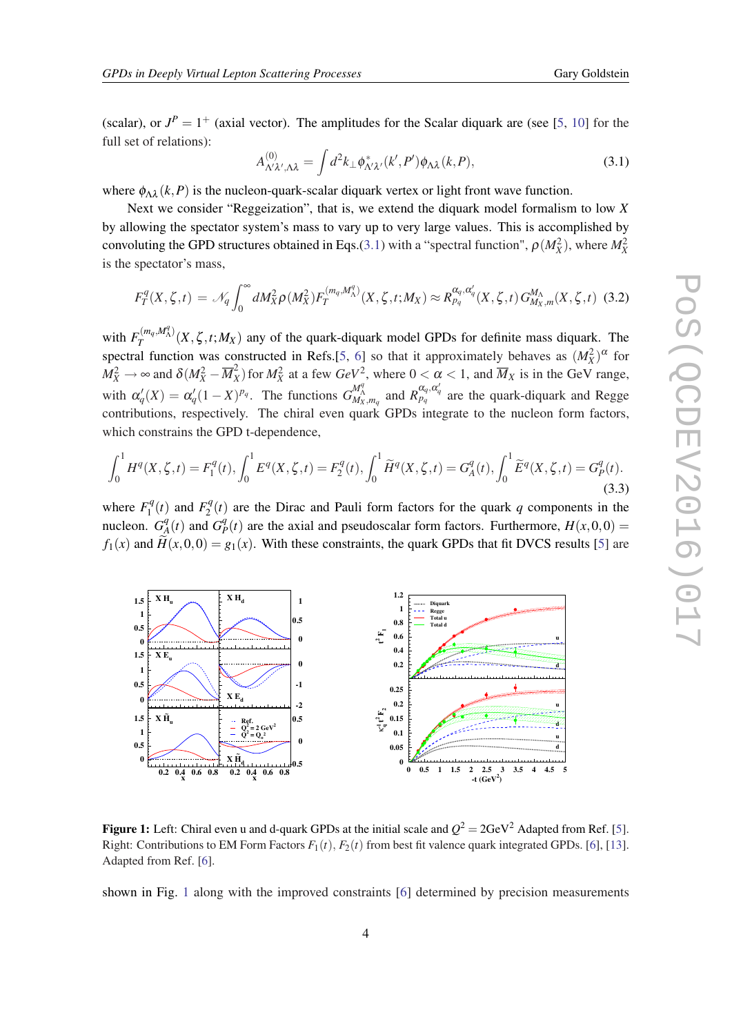(scalar), or $J^P = 1^+$ (axial vector). The amplitudes for the Scalar diquark are (see [5, 10] for the full set of relations):

$$A^{(0)}_{\Lambda'\lambda',\Lambda\lambda} = \int d^2k_\perp \phi^*_{\Lambda'\lambda'}(k',P')\phi_{\Lambda\lambda}(k,P), \tag{3.1}$$

where $\phi_{\Lambda\lambda}(k,P)$ is the nucleon-quark-scalar diquark vertex or light front wave function.

Next we consider "Reggeization", that is, we extend the diquark model formalism to low $X$ by allowing the spectator system's mass to vary up to very large values. This is accomplished by convoluting the GPD structures obtained in Eqs.(3.1) with a "spectral function", $\rho(M_X^2)$, where $M_X^2$ is the spectator's mass,

$$F_T^q(X,\zeta,t) = \mathscr{N}_q \int_0^\infty dM_X^2 \rho(M_X^2) F_T^{(m_q,M_\Lambda^q)}(X,\zeta,t;M_X) \approx R_{p_q}^{\alpha_q,\alpha_q'}(X,\zeta,t)\, G_{M_X,m}^{M_\Lambda}(X,\zeta,t) \tag{3.2}$$

with $F_T^{(m_q,M_\Lambda^q)}(X,\zeta,t;M_X)$ any of the quark-diquark model GPDs for definite mass diquark. The spectral function was constructed in Refs.[5, 6] so that it approximately behaves as $(M_X^2)^\alpha$ for $M_X^2 \to \infty$ and $\delta(M_X^2 - \overline{M}_X^2)$ for $M_X^2$ at a few $GeV^2$, where $0 < \alpha < 1$, and $\overline{M}_X$ is in the GeV range, with $\alpha_q'(X) = \alpha_q'(1-X)^{p_q}$. The functions $G_{M_X,m_q}^{M_\Lambda^q}$ and $R_{p_q}^{\alpha_q,\alpha_q'}$ are the quark-diquark and Regge contributions, respectively. The chiral even quark GPDs integrate to the nucleon form factors, which constrains the GPD t-dependence,

$$\int_0^1 H^q(X,\zeta,t) = F_1^q(t), \int_0^1 E^q(X,\zeta,t) = F_2^q(t), \int_0^1 \widetilde{H}^q(X,\zeta,t) = G_A^q(t), \int_0^1 \widetilde{E}^q(X,\zeta,t) = G_P^q(t). \tag{3.3}$$

where $F_1^q(t)$ and $F_2^q(t)$ are the Dirac and Pauli form factors for the quark $q$ components in the nucleon. $G_A^q(t)$ and $G_P^q(t)$ are the axial and pseudoscalar form factors. Furthermore, $H(x,0,0) = f_1(x)$ and $\widetilde{H}(x,0,0) = g_1(x)$. With these constraints, the quark GPDs that fit DVCS results [5] are

**Figure 1:** Left: Chiral even u and d-quark GPDs at the initial scale and $Q^2 = 2\text{GeV}^2$ Adapted from Ref. [5]. Right: Contributions to EM Form Factors $F_1(t)$, $F_2(t)$ from best fit valence quark integrated GPDs. [6], [13]. Adapted from Ref. [6].

shown in Fig. 1 along with the improved constraints [6] determined by precision measurements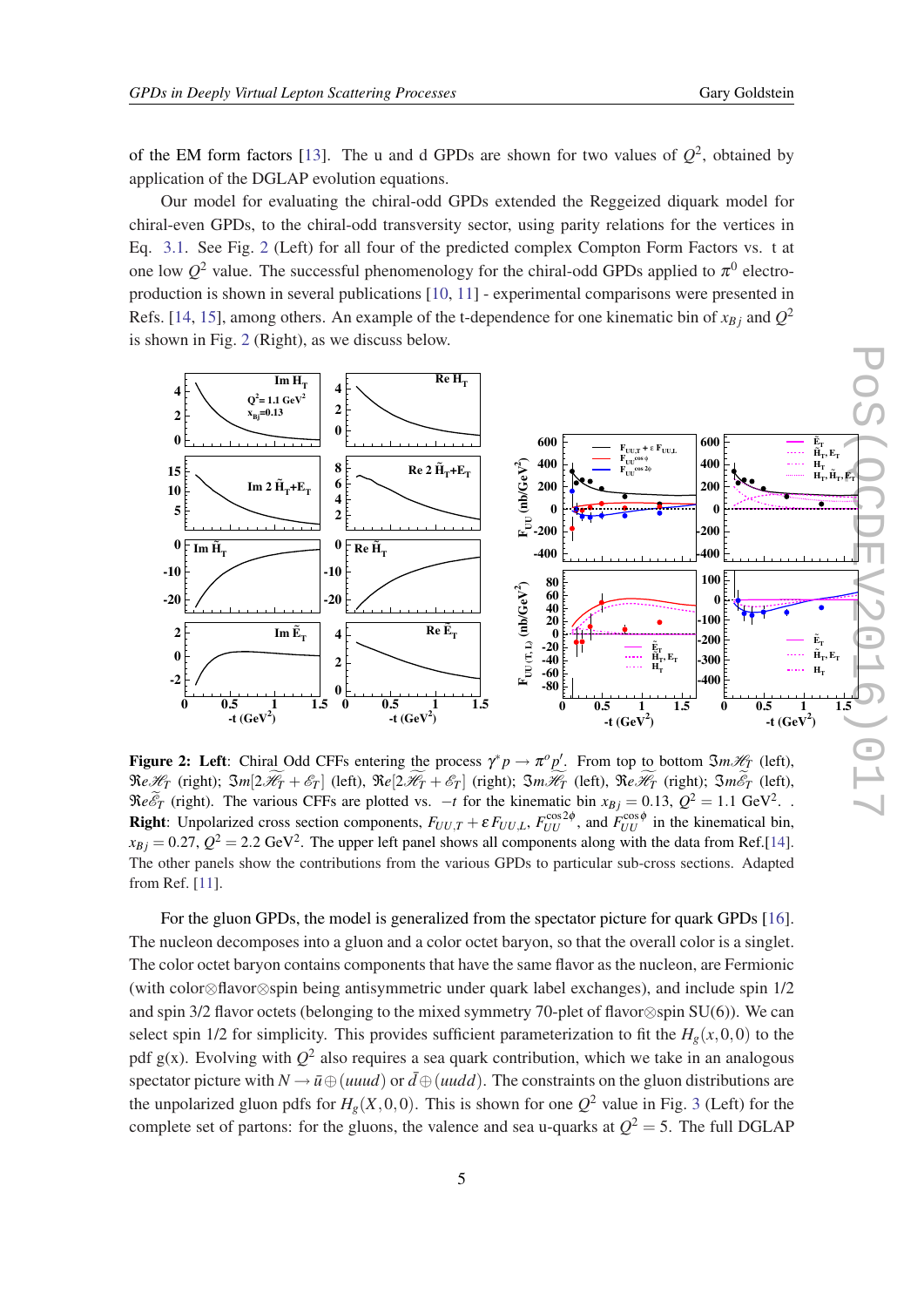of the EM form factors [13]. The u and d GPDs are shown for two values of $Q^2$, obtained by application of the DGLAP evolution equations.

Our model for evaluating the chiral-odd GPDs extended the Reggeized diquark model for chiral-even GPDs, to the chiral-odd transversity sector, using parity relations for the vertices in Eq. 3.1. See Fig. 2 (Left) for all four of the predicted complex Compton Form Factors vs. t at one low $Q^2$ value. The successful phenomenology for the chiral-odd GPDs applied to $\pi^0$ electro-production is shown in several publications [10, 11] - experimental comparisons were presented in Refs. [14, 15], among others. An example of the t-dependence for one kinematic bin of $x_{Bj}$ and $Q^2$ is shown in Fig. 2 (Right), as we discuss below.

**Figure 2: Left**: Chiral Odd CFFs entering the process $\gamma^* p \to \pi^o p'$. From top to bottom $\Im m\mathcal{H}_T$ (left), $\Re e\mathcal{H}_T$ (right); $\Im m[2\widetilde{\mathcal{H}}_T + \mathcal{E}_T]$ (left), $\Re e[2\widetilde{\mathcal{H}}_T + \mathcal{E}_T]$ (right); $\Im m\widetilde{\mathcal{H}}_T$ (left), $\Re e\widetilde{\mathcal{H}}_T$ (right); $\Im m\widetilde{\mathcal{E}}_T$ (left), $\Re e\widetilde{\mathcal{E}}_T$ (right). The various CFFs are plotted vs. $-t$ for the kinematic bin $x_{Bj} = 0.13$, $Q^2 = 1.1$ GeV$^2$. . **Right**: Unpolarized cross section components, $F_{UU,T} + \varepsilon F_{UU,L}$, $F_{UU}^{\cos 2\phi}$, and $F_{UU}^{\cos\phi}$ in the kinematical bin, $x_{Bj} = 0.27$, $Q^2 = 2.2$ GeV$^2$. The upper left panel shows all components along with the data from Ref.[14]. The other panels show the contributions from the various GPDs to particular sub-cross sections. Adapted from Ref. [11].

For the gluon GPDs, the model is generalized from the spectator picture for quark GPDs [16]. The nucleon decomposes into a gluon and a color octet baryon, so that the overall color is a singlet. The color octet baryon contains components that have the same flavor as the nucleon, are Fermionic (with color⊗flavor⊗spin being antisymmetric under quark label exchanges), and include spin 1/2 and spin 3/2 flavor octets (belonging to the mixed symmetry 70-plet of flavor⊗spin SU(6)). We can select spin 1/2 for simplicity. This provides sufficient parameterization to fit the $H_g(x,0,0)$ to the pdf g(x). Evolving with $Q^2$ also requires a sea quark contribution, which we take in an analogous spectator picture with $N \to \bar{u} \oplus (uuud)$ or $\bar{d} \oplus (uudd)$. The constraints on the gluon distributions are the unpolarized gluon pdfs for $H_g(X,0,0)$. This is shown for one $Q^2$ value in Fig. 3 (Left) for the complete set of partons: for the gluons, the valence and sea u-quarks at $Q^2 = 5$. The full DGLAP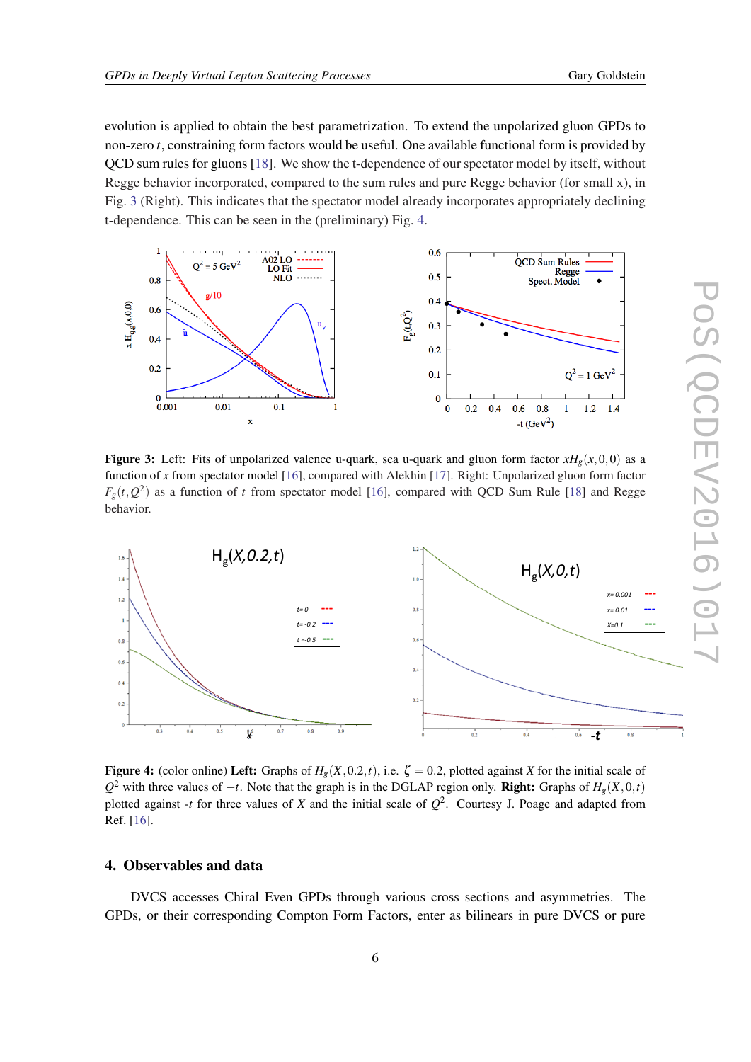evolution is applied to obtain the best parametrization. To extend the unpolarized gluon GPDs to non-zero $t$, constraining form factors would be useful. One available functional form is provided by QCD sum rules for gluons [18]. We show the t-dependence of our spectator model by itself, without Regge behavior incorporated, compared to the sum rules and pure Regge behavior (for small x), in Fig. 3 (Right). This indicates that the spectator model already incorporates appropriately declining t-dependence. This can be seen in the (preliminary) Fig. 4.

**Figure 3:** Left: Fits of unpolarized valence u-quark, sea u-quark and gluon form factor $xH_g(x,0,0)$ as a function of $x$ from spectator model [16], compared with Alekhin [17]. Right: Unpolarized gluon form factor $F_g(t,Q^2)$ as a function of $t$ from spectator model [16], compared with QCD Sum Rule [18] and Regge behavior.

**Figure 4:** (color online) **Left:** Graphs of $H_g(X,0.2,t)$, i.e. $\zeta = 0.2$, plotted against $X$ for the initial scale of $Q^2$ with three values of $-t$. Note that the graph is in the DGLAP region only. **Right:** Graphs of $H_g(X,0,t)$ plotted against -$t$ for three values of $X$ and the initial scale of $Q^2$. Courtesy J. Poage and adapted from Ref. [16].

## 4. Observables and data

DVCS accesses Chiral Even GPDs through various cross sections and asymmetries. The GPDs, or their corresponding Compton Form Factors, enter as bilinears in pure DVCS or pure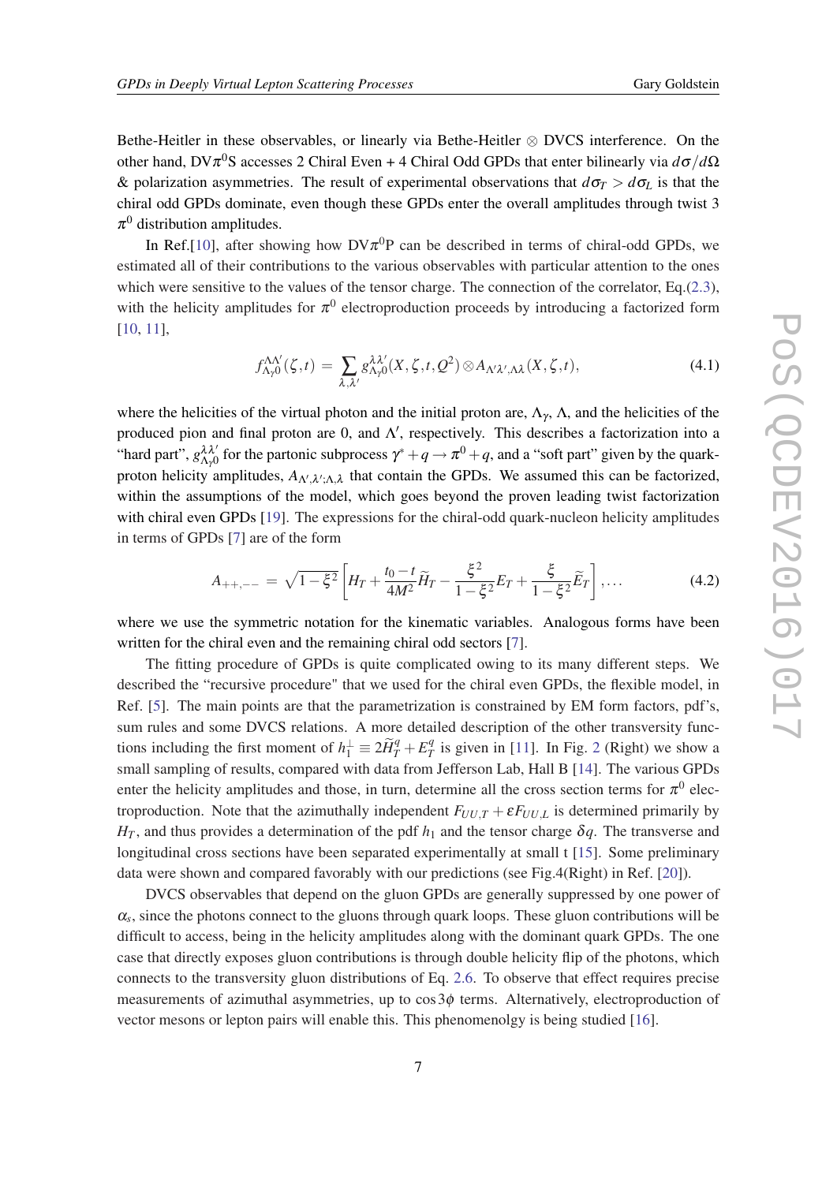Bethe-Heitler in these observables, or linearly via Bethe-Heitler $\otimes$ DVCS interference. On the other hand, DV$\pi^0$S accesses 2 Chiral Even + 4 Chiral Odd GPDs that enter bilinearly via $d\sigma/d\Omega$ & polarization asymmetries. The result of experimental observations that $d\sigma_T > d\sigma_L$ is that the chiral odd GPDs dominate, even though these GPDs enter the overall amplitudes through twist 3 $\pi^0$ distribution amplitudes.

In Ref.[10], after showing how DV$\pi^0$P can be described in terms of chiral-odd GPDs, we estimated all of their contributions to the various observables with particular attention to the ones which were sensitive to the values of the tensor charge. The connection of the correlator, Eq.(2.3), with the helicity amplitudes for $\pi^0$ electroproduction proceeds by introducing a factorized form [10, 11],

$$f^{\Lambda\Lambda'}_{\Lambda_\gamma 0}(\zeta,t) = \sum_{\lambda,\lambda'} g^{\lambda\lambda'}_{\Lambda_\gamma 0}(X,\zeta,t,Q^2) \otimes A_{\Lambda'\lambda',\Lambda\lambda}(X,\zeta,t), \tag{4.1}$$

where the helicities of the virtual photon and the initial proton are, $\Lambda_\gamma$, $\Lambda$, and the helicities of the produced pion and final proton are 0, and $\Lambda'$, respectively. This describes a factorization into a "hard part", $g^{\lambda\lambda'}_{\Lambda_\gamma 0}$ for the partonic subprocess $\gamma^* + q \to \pi^0 + q$, and a "soft part" given by the quark-proton helicity amplitudes, $A_{\Lambda',\lambda';\Lambda,\lambda}$ that contain the GPDs. We assumed this can be factorized, within the assumptions of the model, which goes beyond the proven leading twist factorization with chiral even GPDs [19]. The expressions for the chiral-odd quark-nucleon helicity amplitudes in terms of GPDs [7] are of the form

$$A_{++,--} = \sqrt{1-\xi^2}\left[H_T + \frac{t_0 - t}{4M^2}\widetilde{H}_T - \frac{\xi^2}{1-\xi^2}E_T + \frac{\xi}{1-\xi^2}\widetilde{E}_T\right], \ldots \tag{4.2}$$

where we use the symmetric notation for the kinematic variables. Analogous forms have been written for the chiral even and the remaining chiral odd sectors [7].

The fitting procedure of GPDs is quite complicated owing to its many different steps. We described the "recursive procedure" that we used for the chiral even GPDs, the flexible model, in Ref. [5]. The main points are that the parametrization is constrained by EM form factors, pdf's, sum rules and some DVCS relations. A more detailed description of the other transversity functions including the first moment of $h_1^\perp \equiv 2\widetilde{H}_T^q + E_T^q$ is given in [11]. In Fig. 2 (Right) we show a small sampling of results, compared with data from Jefferson Lab, Hall B [14]. The various GPDs enter the helicity amplitudes and those, in turn, determine all the cross section terms for $\pi^0$ electroproduction. Note that the azimuthally independent $F_{UU,T} + \varepsilon F_{UU,L}$ is determined primarily by $H_T$, and thus provides a determination of the pdf $h_1$ and the tensor charge $\delta q$. The transverse and longitudinal cross sections have been separated experimentally at small t [15]. Some preliminary data were shown and compared favorably with our predictions (see Fig.4(Right) in Ref. [20]).

DVCS observables that depend on the gluon GPDs are generally suppressed by one power of $\alpha_s$, since the photons connect to the gluons through quark loops. These gluon contributions will be difficult to access, being in the helicity amplitudes along with the dominant quark GPDs. The one case that directly exposes gluon contributions is through double helicity flip of the photons, which connects to the transversity gluon distributions of Eq. 2.6. To observe that effect requires precise measurements of azimuthal asymmetries, up to $\cos 3\phi$ terms. Alternatively, electroproduction of vector mesons or lepton pairs will enable this. This phenomenolgy is being studied [16].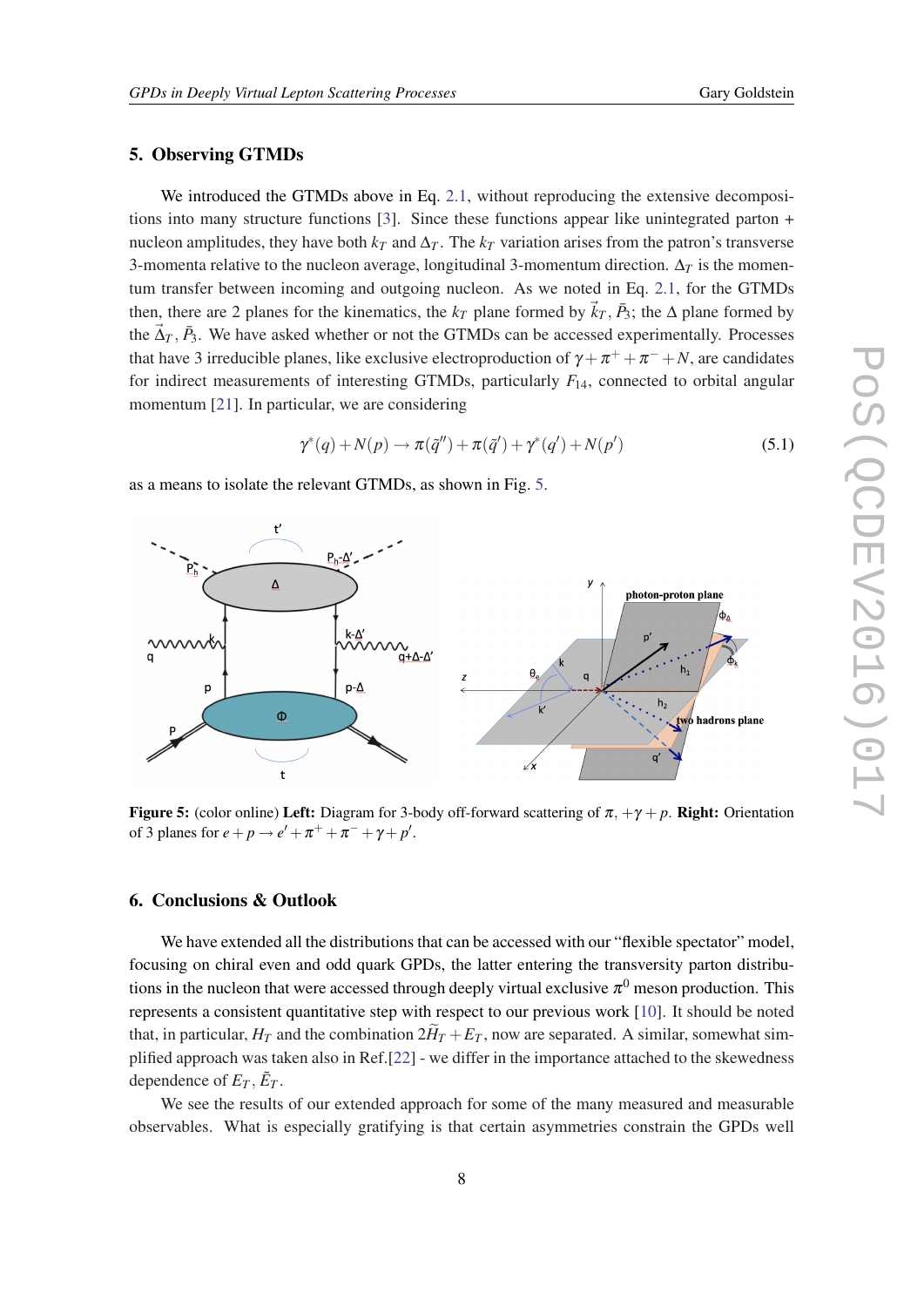## 5. Observing GTMDs

We introduced the GTMDs above in Eq. 2.1, without reproducing the extensive decompositions into many structure functions [3]. Since these functions appear like unintegrated parton + nucleon amplitudes, they have both $k_T$ and $\Delta_T$. The $k_T$ variation arises from the patron's transverse 3-momenta relative to the nucleon average, longitudinal 3-momentum direction. $\Delta_T$ is the momentum transfer between incoming and outgoing nucleon. As we noted in Eq. 2.1, for the GTMDs then, there are 2 planes for the kinematics, the $k_T$ plane formed by $\vec{k}_T, \bar{P}_3$; the $\Delta$ plane formed by the $\vec{\Delta}_T, \bar{P}_3$. We have asked whether or not the GTMDs can be accessed experimentally. Processes that have 3 irreducible planes, like exclusive electroproduction of $\gamma + \pi^+ + \pi^- + N$, are candidates for indirect measurements of interesting GTMDs, particularly $F_{14}$, connected to orbital angular momentum [21]. In particular, we are considering

$$\gamma^*(q) + N(p) \to \pi(\tilde{q}'') + \pi(\tilde{q}') + \gamma^*(q') + N(p') \tag{5.1}$$

as a means to isolate the relevant GTMDs, as shown in Fig. 5.

**Figure 5:** (color online) **Left:** Diagram for 3-body off-forward scattering of $\pi$, $+\gamma + p$. **Right:** Orientation of 3 planes for $e + p \to e' + \pi^+ + \pi^- + \gamma + p'$.

## 6. Conclusions & Outlook

We have extended all the distributions that can be accessed with our "flexible spectator" model, focusing on chiral even and odd quark GPDs, the latter entering the transversity parton distributions in the nucleon that were accessed through deeply virtual exclusive $\pi^0$ meson production. This represents a consistent quantitative step with respect to our previous work [10]. It should be noted that, in particular, $H_T$ and the combination $2\widetilde{H}_T + E_T$, now are separated. A similar, somewhat simplified approach was taken also in Ref.[22] - we differ in the importance attached to the skewedness dependence of $E_T, \tilde{E}_T$.

We see the results of our extended approach for some of the many measured and measurable observables. What is especially gratifying is that certain asymmetries constrain the GPDs well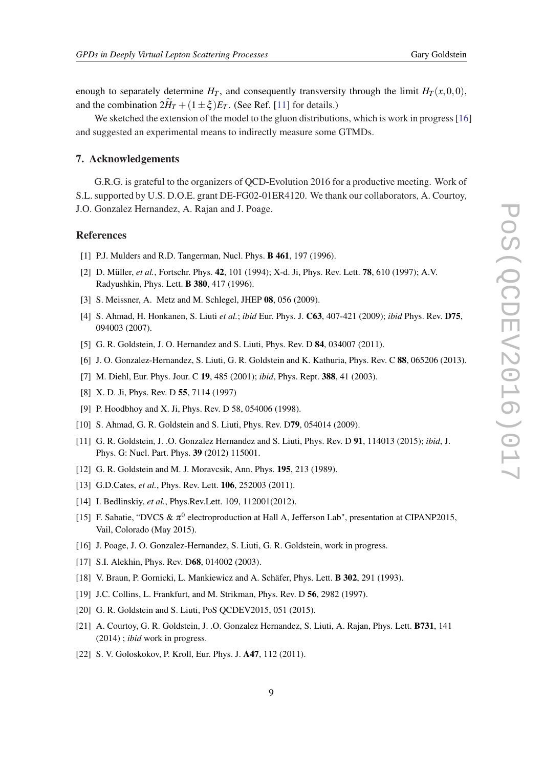enough to separately determine $H_T$, and consequently transversity through the limit $H_T(x,0,0)$, and the combination $2\widetilde{H}_T + (1\pm\xi)E_T$. (See Ref. [11] for details.)

We sketched the extension of the model to the gluon distributions, which is work in progress [16] and suggested an experimental means to indirectly measure some GTMDs.

## 7. Acknowledgements

G.R.G. is grateful to the organizers of QCD-Evolution 2016 for a productive meeting. Work of S.L. supported by U.S. D.O.E. grant DE-FG02-01ER4120. We thank our collaborators, A. Courtoy, J.O. Gonzalez Hernandez, A. Rajan and J. Poage.

## References

[1] P.J. Mulders and R.D. Tangerman, Nucl. Phys. **B 461**, 197 (1996).

[2] D. Müller, *et al.*, Fortschr. Phys. **42**, 101 (1994); X-d. Ji, Phys. Rev. Lett. **78**, 610 (1997); A.V. Radyushkin, Phys. Lett. **B 380**, 417 (1996).

[3] S. Meissner, A. Metz and M. Schlegel, JHEP **08**, 056 (2009).

[4] S. Ahmad, H. Honkanen, S. Liuti *et al.*; *ibid* Eur. Phys. J. **C63**, 407-421 (2009); *ibid* Phys. Rev. **D75**, 094003 (2007).

[5] G. R. Goldstein, J. O. Hernandez and S. Liuti, Phys. Rev. D **84**, 034007 (2011).

[6] J. O. Gonzalez-Hernandez, S. Liuti, G. R. Goldstein and K. Kathuria, Phys. Rev. C **88**, 065206 (2013).

[7] M. Diehl, Eur. Phys. Jour. C **19**, 485 (2001); *ibid*, Phys. Rept. **388**, 41 (2003).

[8] X. D. Ji, Phys. Rev. D **55**, 7114 (1997)

[9] P. Hoodbhoy and X. Ji, Phys. Rev. D 58, 054006 (1998).

[10] S. Ahmad, G. R. Goldstein and S. Liuti, Phys. Rev. D**79**, 054014 (2009).

[11] G. R. Goldstein, J. .O. Gonzalez Hernandez and S. Liuti, Phys. Rev. D **91**, 114013 (2015); *ibid*, J. Phys. G: Nucl. Part. Phys. **39** (2012) 115001.

[12] G. R. Goldstein and M. J. Moravcsik, Ann. Phys. **195**, 213 (1989).

[13] G.D.Cates, *et al.*, Phys. Rev. Lett. **106**, 252003 (2011).

[14] I. Bedlinskiy, *et al.*, Phys.Rev.Lett. 109, 112001(2012).

[15] F. Sabatie, "DVCS & $\pi^0$ electroproduction at Hall A, Jefferson Lab", presentation at CIPANP2015, Vail, Colorado (May 2015).

[16] J. Poage, J. O. Gonzalez-Hernandez, S. Liuti, G. R. Goldstein, work in progress.

[17] S.I. Alekhin, Phys. Rev. D**68**, 014002 (2003).

[18] V. Braun, P. Gornicki, L. Mankiewicz and A. Schäfer, Phys. Lett. **B 302**, 291 (1993).

[19] J.C. Collins, L. Frankfurt, and M. Strikman, Phys. Rev. D **56**, 2982 (1997).

[20] G. R. Goldstein and S. Liuti, PoS QCDEV2015, 051 (2015).

[21] A. Courtoy, G. R. Goldstein, J. .O. Gonzalez Hernandez, S. Liuti, A. Rajan, Phys. Lett. **B731**, 141 (2014) ; *ibid* work in progress.

[22] S. V. Goloskokov, P. Kroll, Eur. Phys. J. **A47**, 112 (2011).